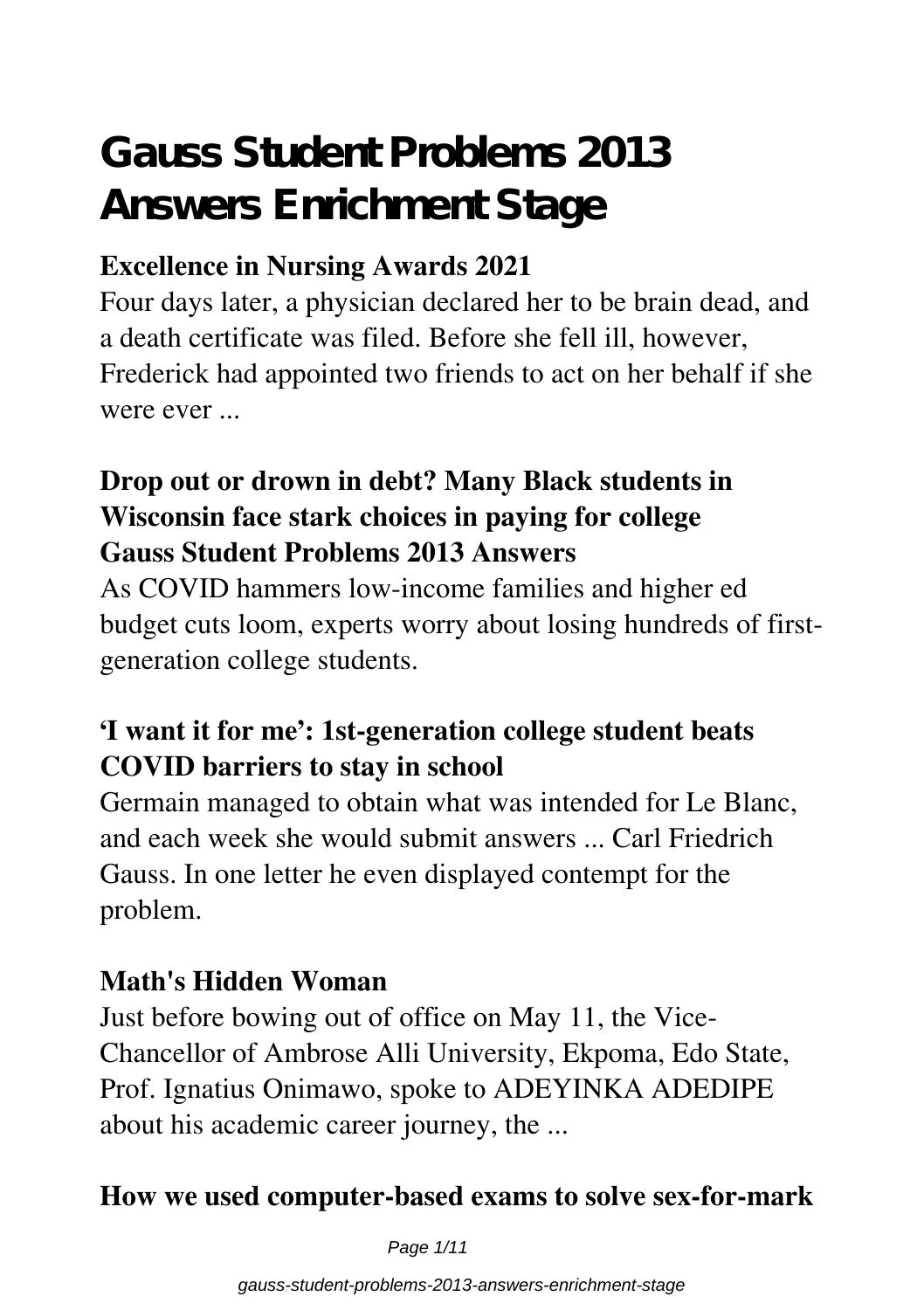# Gauss Student Problems 2013 Answers Enrichment Stage

## Excellence in Nursing Awards 2021

Four days later, a physician declared her to be brain dead, and a death certificate was filed. Before she fell ill, however, Frederick had appointed two friends to act on her behalf if she were ever ...

## Drop out or drown in debt? Many Black students in Wisconsin face stark choices in paying for college

## Gauss Student Problems 2013 Answers

As COVID hammers low-income families and higher ed budget cuts loom, experts worry about losing hundreds of first-generation college students.

## 'I want it for me': 1st-generation college student beats COVID barriers to stay in school

Germain managed to obtain what was intended for Le Blanc, and each week she would submit answers ... Carl Friedrich Gauss. In one letter he even displayed contempt for the problem.

## Math's Hidden Woman

Just before bowing out of office on May 11, the Vice-Chancellor of Ambrose Alli University, Ekpoma, Edo State, Prof. Ignatius Onimawo, spoke to ADEYINKA ADEDIPE about his academic career journey, the ...

## How we used computer-based exams to solve sex-for-mark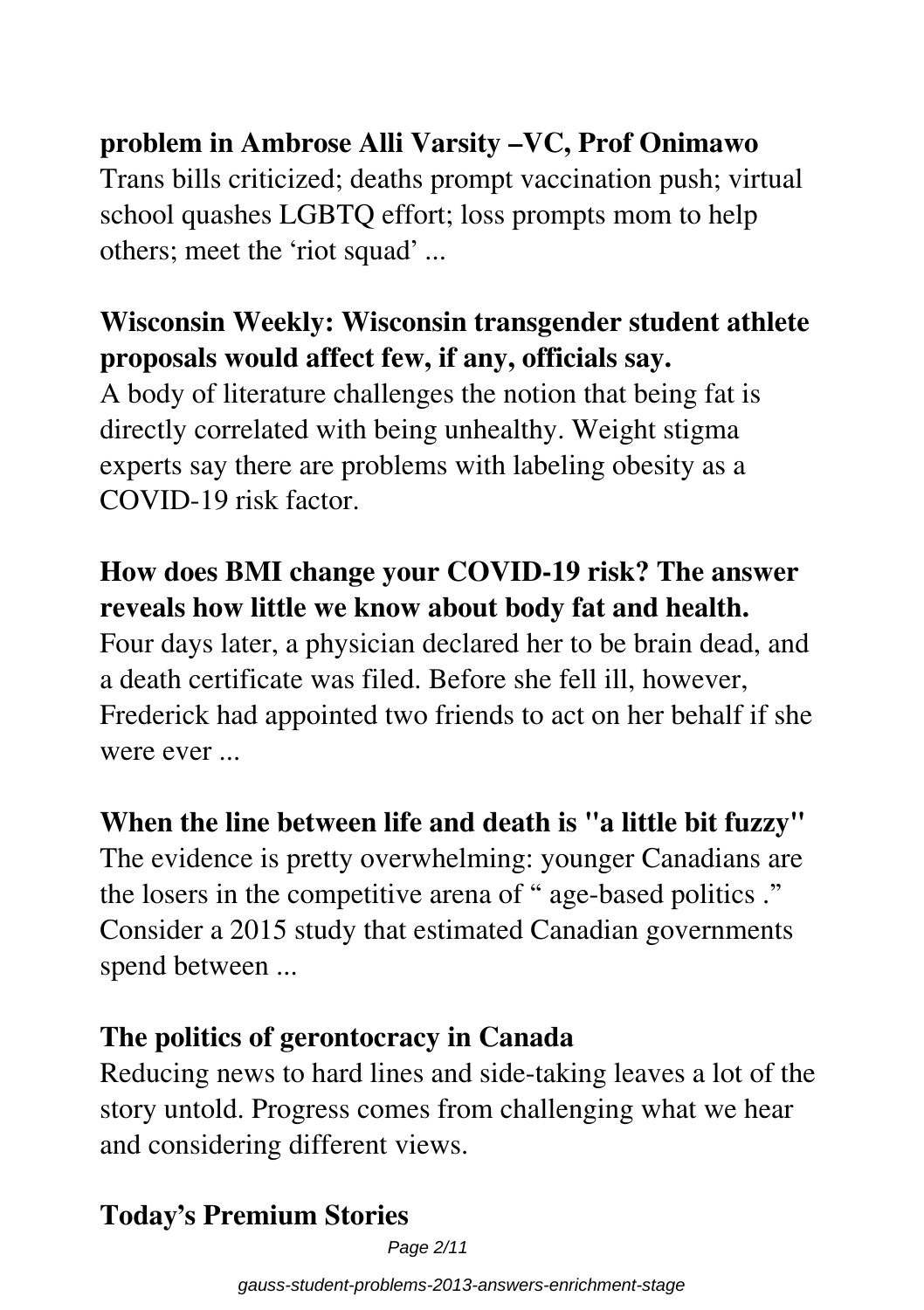**problem in Ambrose Alli Varsity –VC, Prof Onimawo**

Trans bills criticized; deaths prompt vaccination push; virtual school quashes LGBTQ effort; loss prompts mom to help others; meet the 'riot squad' ...

## Wisconsin Weekly: Wisconsin transgender student athlete proposals would affect few, if any, officials say.

A body of literature challenges the notion that being fat is directly correlated with being unhealthy. Weight stigma experts say there are problems with labeling obesity as a COVID-19 risk factor.

## How does BMI change your COVID-19 risk? The answer reveals how little we know about body fat and health.

Four days later, a physician declared her to be brain dead, and a death certificate was filed. Before she fell ill, however, Frederick had appointed two friends to act on her behalf if she were ever ...

## When the line between life and death is "a little bit fuzzy"

The evidence is pretty overwhelming: younger Canadians are the losers in the competitive arena of " age-based politics ." Consider a 2015 study that estimated Canadian governments spend between ...

## The politics of gerontocracy in Canada

Reducing news to hard lines and side-taking leaves a lot of the story untold. Progress comes from challenging what we hear and considering different views.

## Today's Premium Stories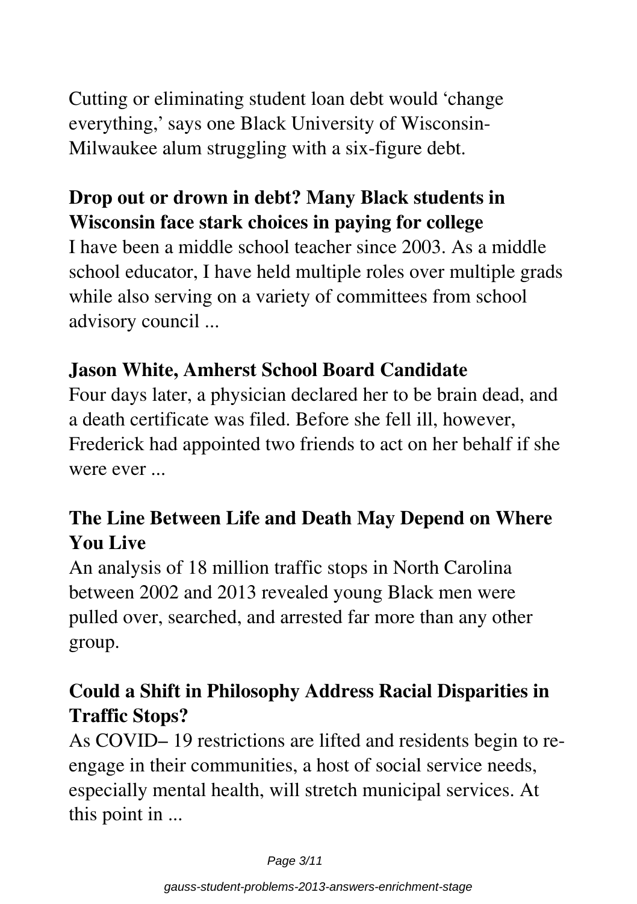Cutting or eliminating student loan debt would ‘change everything,’ says one Black University of Wisconsin-Milwaukee alum struggling with a six-figure debt.

### Drop out or drown in debt? Many Black students in Wisconsin face stark choices in paying for college

I have been a middle school teacher since 2003. As a middle school educator, I have held multiple roles over multiple grads while also serving on a variety of committees from school advisory council ...

### Jason White, Amherst School Board Candidate

Four days later, a physician declared her to be brain dead, and a death certificate was filed. Before she fell ill, however, Frederick had appointed two friends to act on her behalf if she were ever ...

### The Line Between Life and Death May Depend on Where You Live

An analysis of 18 million traffic stops in North Carolina between 2002 and 2013 revealed young Black men were pulled over, searched, and arrested far more than any other group.

### Could a Shift in Philosophy Address Racial Disparities in Traffic Stops?

As COVID– 19 restrictions are lifted and residents begin to re-engage in their communities, a host of social service needs, especially mental health, will stretch municipal services. At this point in ...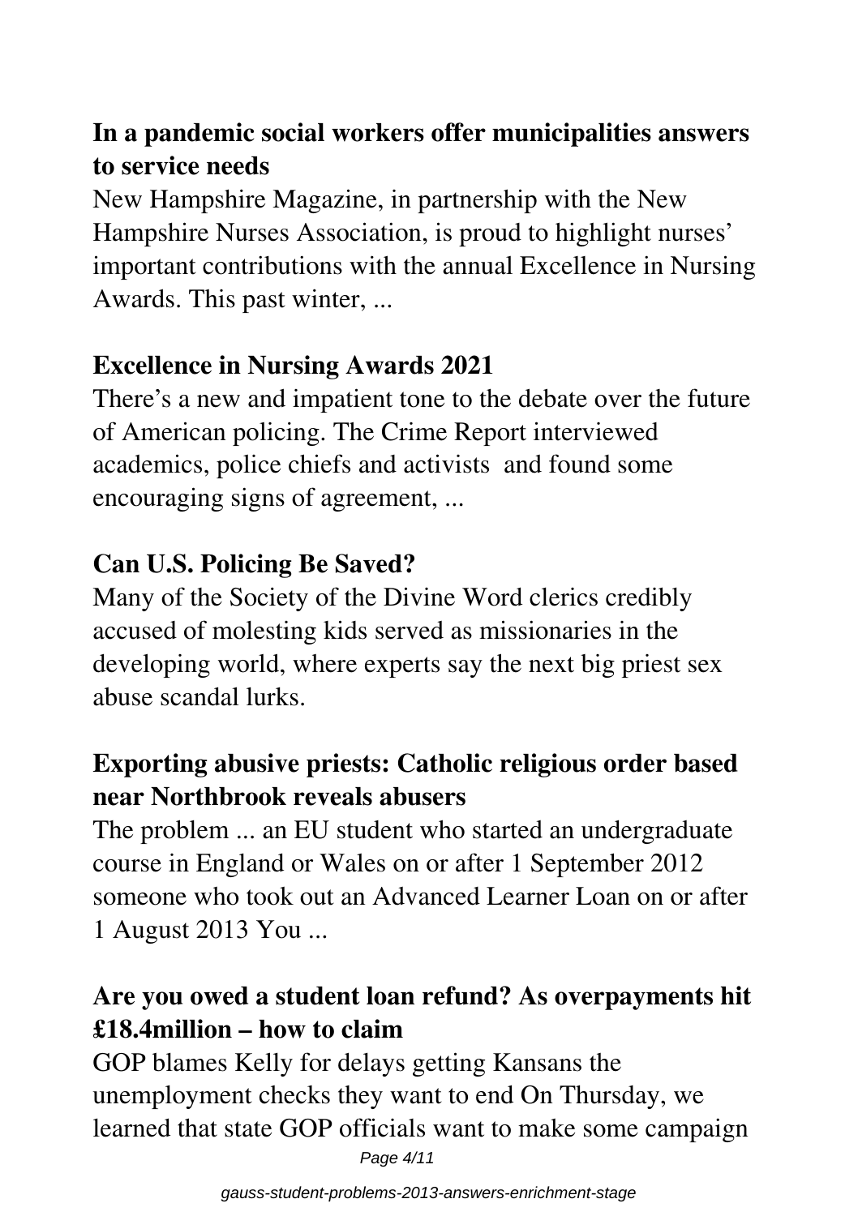### In a pandemic social workers offer municipalities answers to service needs

New Hampshire Magazine, in partnership with the New Hampshire Nurses Association, is proud to highlight nurses' important contributions with the annual Excellence in Nursing Awards. This past winter, ...

### Excellence in Nursing Awards 2021

There's a new and impatient tone to the debate over the future of American policing. The Crime Report interviewed academics, police chiefs and activists and found some encouraging signs of agreement, ...

### Can U.S. Policing Be Saved?

Many of the Society of the Divine Word clerics credibly accused of molesting kids served as missionaries in the developing world, where experts say the next big priest sex abuse scandal lurks.

### Exporting abusive priests: Catholic religious order based near Northbrook reveals abusers

The problem ... an EU student who started an undergraduate course in England or Wales on or after 1 September 2012 someone who took out an Advanced Learner Loan on or after 1 August 2013 You ...

### Are you owed a student loan refund? As overpayments hit £18.4million – how to claim

GOP blames Kelly for delays getting Kansans the unemployment checks they want to end On Thursday, we learned that state GOP officials want to make some campaign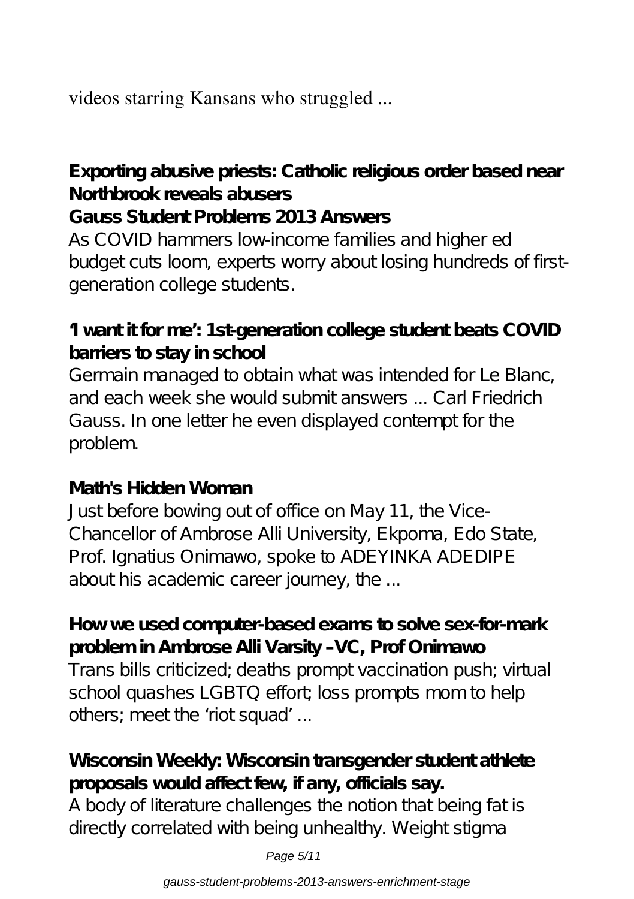videos starring Kansans who struggled ...

**Exporting abusive priests: Catholic religious order based near Northbrook reveals abusers**

**Gauss Student Problems 2013 Answers**

As COVID hammers low-income families and higher ed budget cuts loom, experts worry about losing hundreds of first-generation college students.

**'I want it for me': 1st-generation college student beats COVID barriers to stay in school**

Germain managed to obtain what was intended for Le Blanc, and each week she would submit answers ... Carl Friedrich Gauss. In one letter he even displayed contempt for the problem.

**Math's Hidden Woman**

Just before bowing out of office on May 11, the Vice-Chancellor of Ambrose Alli University, Ekpoma, Edo State, Prof. Ignatius Onimawo, spoke to ADEYINKA ADEDIPE about his academic career journey, the ...

**How we used computer-based exams to solve sex-for-mark problem in Ambrose Alli Varsity –VC, Prof Onimawo**

Trans bills criticized; deaths prompt vaccination push; virtual school quashes LGBTQ effort; loss prompts mom to help others; meet the 'riot squad' ...

**Wisconsin Weekly: Wisconsin transgender student athlete proposals would affect few, if any, officials say.**

A body of literature challenges the notion that being fat is directly correlated with being unhealthy. Weight stigma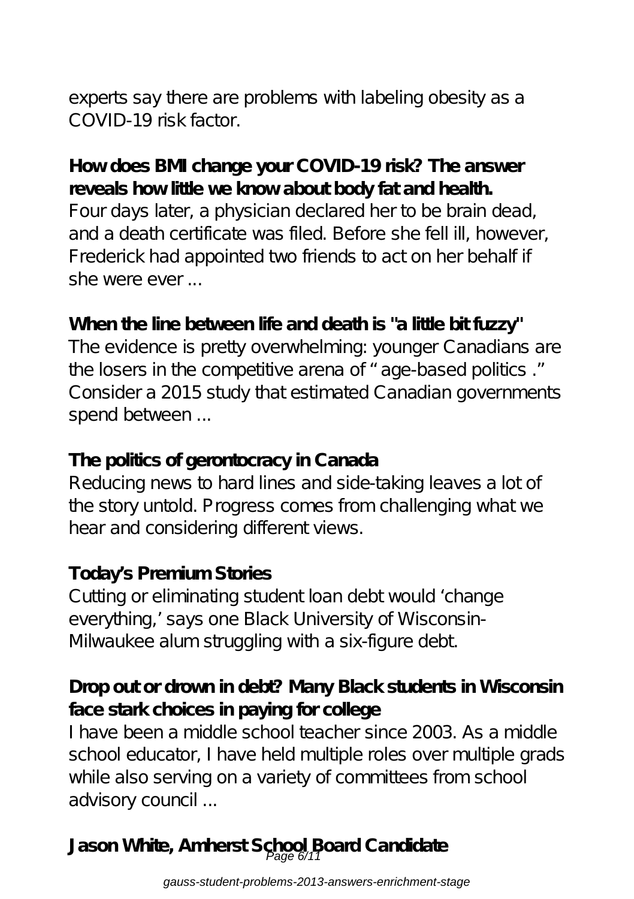experts say there are problems with labeling obesity as a COVID-19 risk factor.

**How does BMI change your COVID-19 risk? The answer reveals how little we know about body fat and health.**

Four days later, a physician declared her to be brain dead, and a death certificate was filed. Before she fell ill, however, Frederick had appointed two friends to act on her behalf if she were ever ...

**When the line between life and death is "a little bit fuzzy"**

The evidence is pretty overwhelming: younger Canadians are the losers in the competitive arena of " age-based politics ." Consider a 2015 study that estimated Canadian governments spend between ...

**The politics of gerontocracy in Canada**

Reducing news to hard lines and side-taking leaves a lot of the story untold. Progress comes from challenging what we hear and considering different views.

**Today's Premium Stories**

Cutting or eliminating student loan debt would 'change everything,' says one Black University of Wisconsin-Milwaukee alum struggling with a six-figure debt.

**Drop out or drown in debt? Many Black students in Wisconsin face stark choices in paying for college**

I have been a middle school teacher since 2003. As a middle school educator, I have held multiple roles over multiple grads while also serving on a variety of committees from school advisory council ...

**Jason White, Amherst School Board Candidate**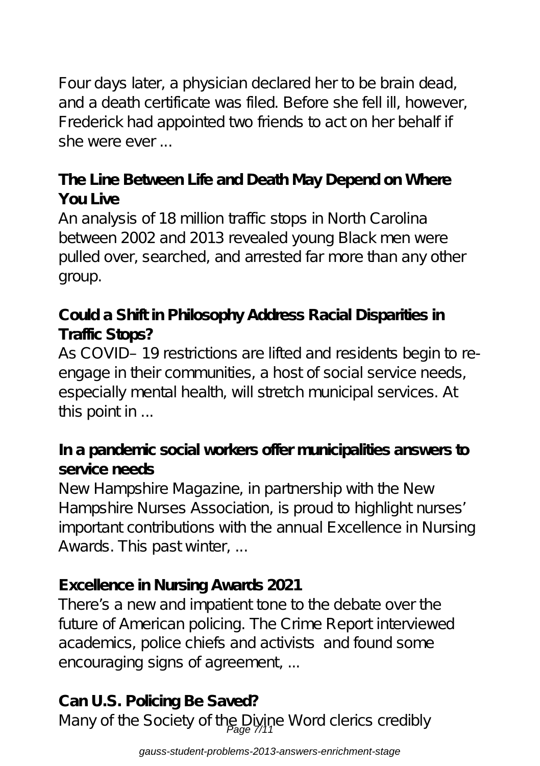Four days later, a physician declared her to be brain dead, and a death certificate was filed. Before she fell ill, however, Frederick had appointed two friends to act on her behalf if she were ever ...

**The Line Between Life and Death May Depend on Where You Live**

An analysis of 18 million traffic stops in North Carolina between 2002 and 2013 revealed young Black men were pulled over, searched, and arrested far more than any other group.

**Could a Shift in Philosophy Address Racial Disparities in Traffic Stops?**

As COVID–19 restrictions are lifted and residents begin to re-engage in their communities, a host of social service needs, especially mental health, will stretch municipal services. At this point in ...

**In a pandemic social workers offer municipalities answers to service needs**

New Hampshire Magazine, in partnership with the New Hampshire Nurses Association, is proud to highlight nurses' important contributions with the annual Excellence in Nursing Awards. This past winter, ...

**Excellence in Nursing Awards 2021**

There's a new and impatient tone to the debate over the future of American policing. The Crime Report interviewed academics, police chiefs and activists and found some encouraging signs of agreement, ...

**Can U.S. Policing Be Saved?**

Many of the Society of the Divine Word clerics credibly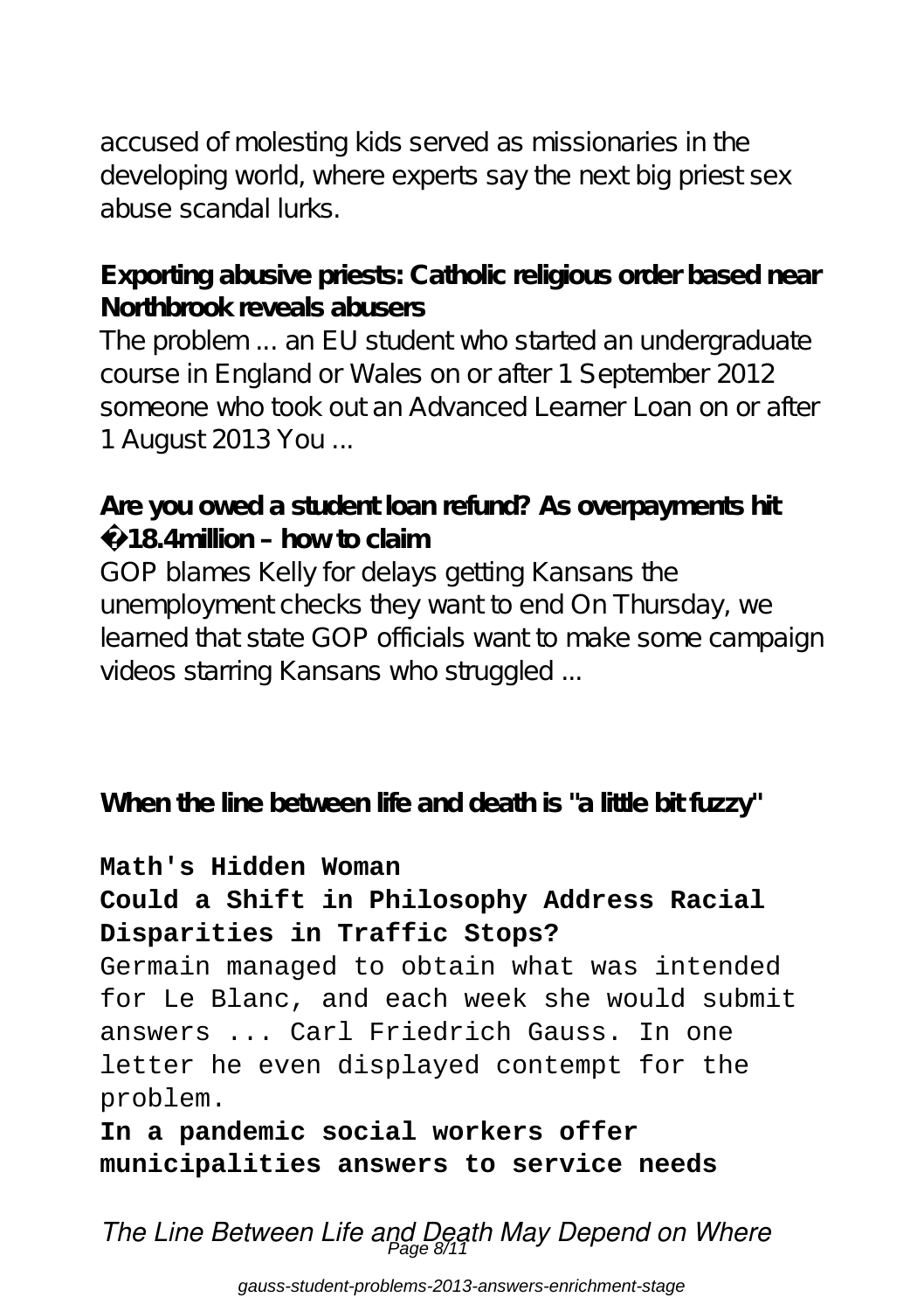accused of molesting kids served as missionaries in the developing world, where experts say the next big priest sex abuse scandal lurks.

**Exporting abusive priests: Catholic religious order based near Northbrook reveals abusers**

The problem ... an EU student who started an undergraduate course in England or Wales on or after 1 September 2012 someone who took out an Advanced Learner Loan on or after 1 August 2013 You ...

**Are you owed a student loan refund? As overpayments hit £18.4million – how to claim**

GOP blames Kelly for delays getting Kansans the unemployment checks they want to end On Thursday, we learned that state GOP officials want to make some campaign videos starring Kansans who struggled ...

**When the line between life and death is "a little bit fuzzy"**

**Math's Hidden Woman**

**Could a Shift in Philosophy Address Racial Disparities in Traffic Stops?**

Germain managed to obtain what was intended for Le Blanc, and each week she would submit answers ... Carl Friedrich Gauss. In one letter he even displayed contempt for the problem.

**In a pandemic social workers offer municipalities answers to service needs**

***The Line Between Life and Death May Depend on Where***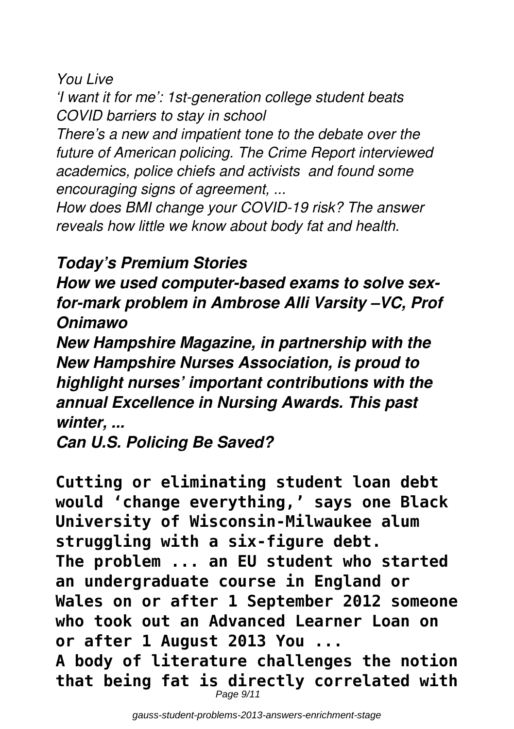*You Live*

*'I want it for me': 1st-generation college student beats COVID barriers to stay in school*

*There's a new and impatient tone to the debate over the future of American policing. The Crime Report interviewed academics, police chiefs and activists and found some encouraging signs of agreement, ...*

*How does BMI change your COVID-19 risk? The answer reveals how little we know about body fat and health.*

***Today's Premium Stories***

***How we used computer-based exams to solve sex-for-mark problem in Ambrose Alli Varsity –VC, Prof Onimawo***

***New Hampshire Magazine, in partnership with the New Hampshire Nurses Association, is proud to highlight nurses' important contributions with the annual Excellence in Nursing Awards. This past winter, ...***

***Can U.S. Policing Be Saved?***

**Cutting or eliminating student loan debt would 'change everything,' says one Black University of Wisconsin-Milwaukee alum struggling with a six-figure debt.**

**The problem ... an EU student who started an undergraduate course in England or Wales on or after 1 September 2012 someone who took out an Advanced Learner Loan on or after 1 August 2013 You ...**

**A body of literature challenges the notion that being fat is directly correlated with**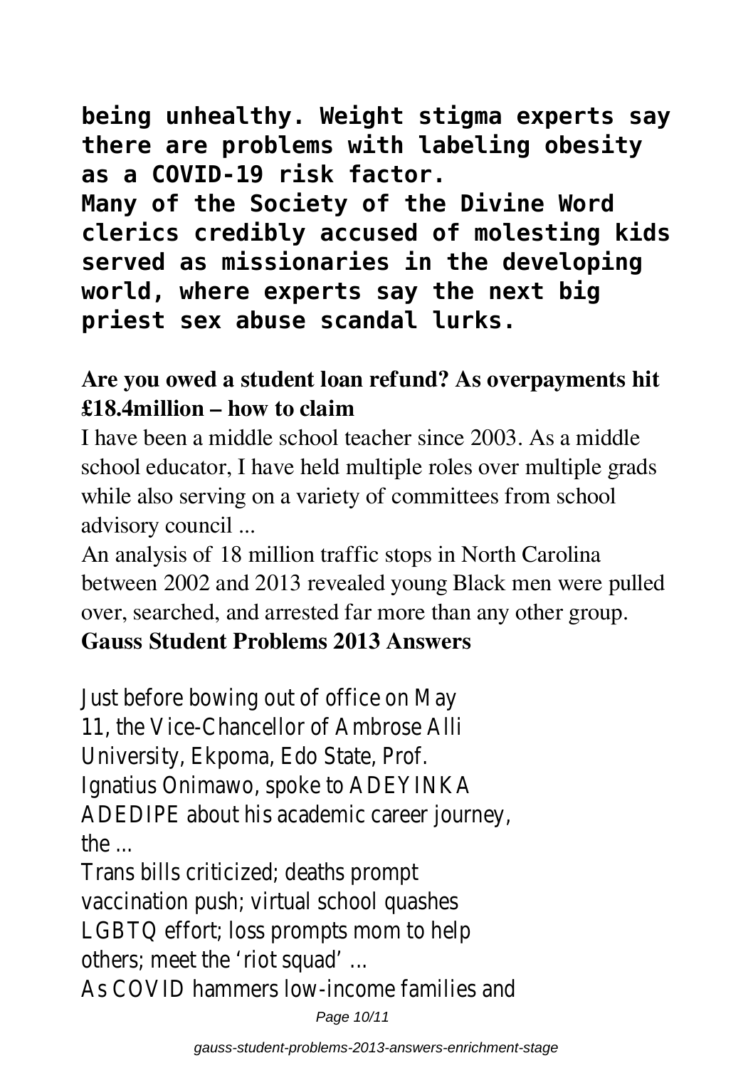**being unhealthy. Weight stigma experts say there are problems with labeling obesity as a COVID-19 risk factor.**
**Many of the Society of the Divine Word clerics credibly accused of molesting kids served as missionaries in the developing world, where experts say the next big priest sex abuse scandal lurks.**

**Are you owed a student loan refund? As overpayments hit £18.4million – how to claim**

I have been a middle school teacher since 2003. As a middle school educator, I have held multiple roles over multiple grads while also serving on a variety of committees from school advisory council ...

An analysis of 18 million traffic stops in North Carolina between 2002 and 2013 revealed young Black men were pulled over, searched, and arrested far more than any other group.

**Gauss Student Problems 2013 Answers**

Just before bowing out of office on May 11, the Vice-Chancellor of Ambrose Alli University, Ekpoma, Edo State, Prof. Ignatius Onimawo, spoke to ADEYINKA ADEDIPE about his academic career journey, the ...

Trans bills criticized; deaths prompt vaccination push; virtual school quashes LGBTQ effort; loss prompts mom to help others; meet the 'riot squad' ...

As COVID hammers low-income families and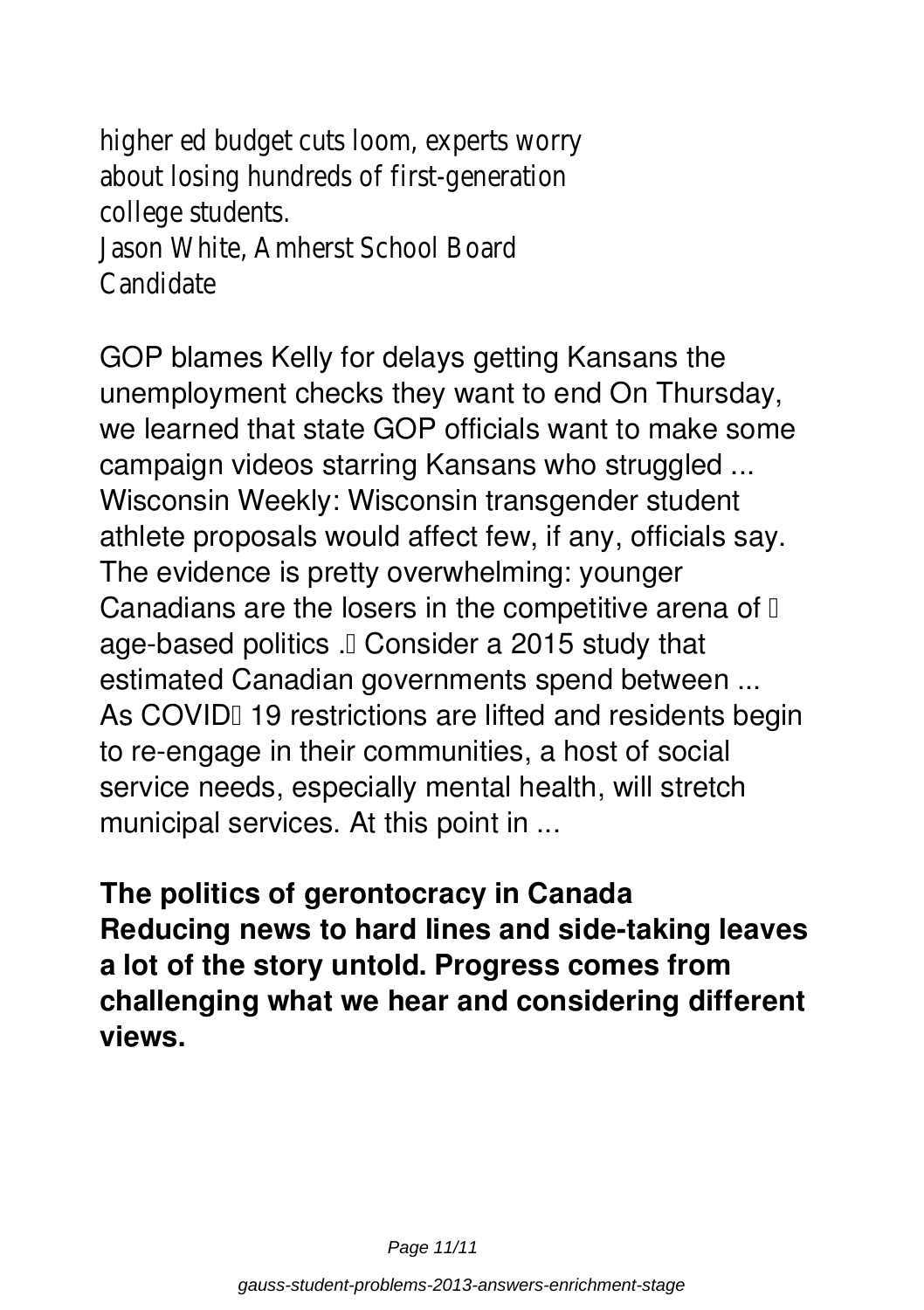higher ed budget cuts loom, experts worry about losing hundreds of first-generation college students.
Jason White, Amherst School Board Candidate

GOP blames Kelly for delays getting Kansans the unemployment checks they want to end On Thursday, we learned that state GOP officials want to make some campaign videos starring Kansans who struggled ...
Wisconsin Weekly: Wisconsin transgender student athlete proposals would affect few, if any, officials say.
The evidence is pretty overwhelming: younger Canadians are the losers in the competitive arena of  age-based politics . Consider a 2015 study that estimated Canadian governments spend between ...
As COVID 19 restrictions are lifted and residents begin to re-engage in their communities, a host of social service needs, especially mental health, will stretch municipal services. At this point in ...

**The politics of gerontocracy in Canada**
**Reducing news to hard lines and side-taking leaves a lot of the story untold. Progress comes from challenging what we hear and considering different views.**